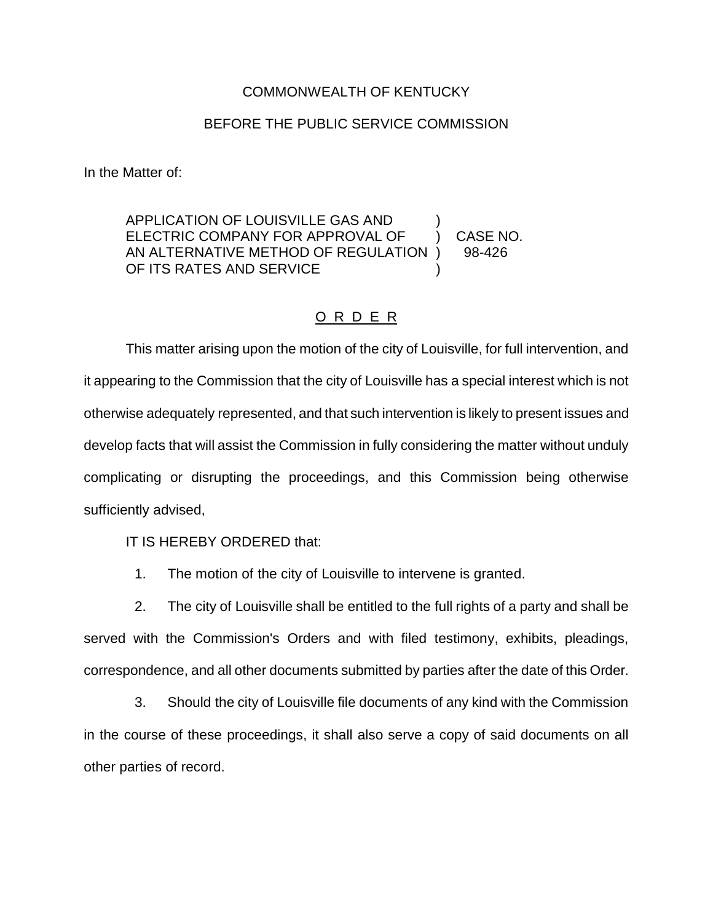COMMONWEALTH OF KENTUCKY

BEFORE THE PUBLIC SERVICE COMMISSION

In the Matter of:

| | | |
|---|---|---|
| APPLICATION OF LOUISVILLE GAS AND ELECTRIC COMPANY FOR APPROVAL OF AN ALTERNATIVE METHOD OF REGULATION OF ITS RATES AND SERVICE | ) ) ) ) | CASE NO. 98-426 |

# O R D E R

This matter arising upon the motion of the city of Louisville, for full intervention, and it appearing to the Commission that the city of Louisville has a special interest which is not otherwise adequately represented, and that such intervention is likely to present issues and develop facts that will assist the Commission in fully considering the matter without unduly complicating or disrupting the proceedings, and this Commission being otherwise sufficiently advised,

IT IS HEREBY ORDERED that:

1. The motion of the city of Louisville to intervene is granted.

2. The city of Louisville shall be entitled to the full rights of a party and shall be served with the Commission's Orders and with filed testimony, exhibits, pleadings, correspondence, and all other documents submitted by parties after the date of this Order.

3. Should the city of Louisville file documents of any kind with the Commission in the course of these proceedings, it shall also serve a copy of said documents on all other parties of record.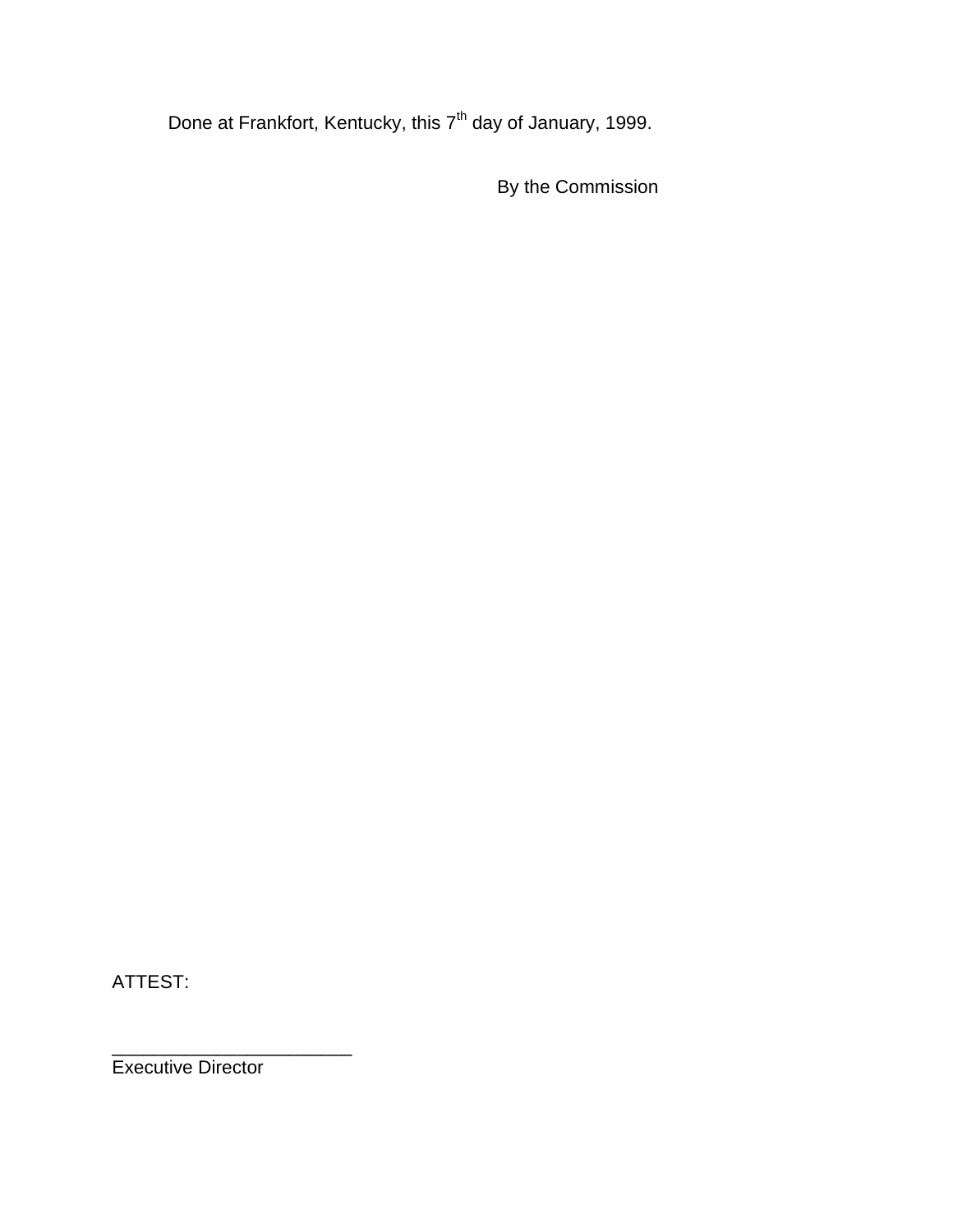Done at Frankfort, Kentucky, this 7th day of January, 1999.

By the Commission

ATTEST:

_______________________
Executive Director